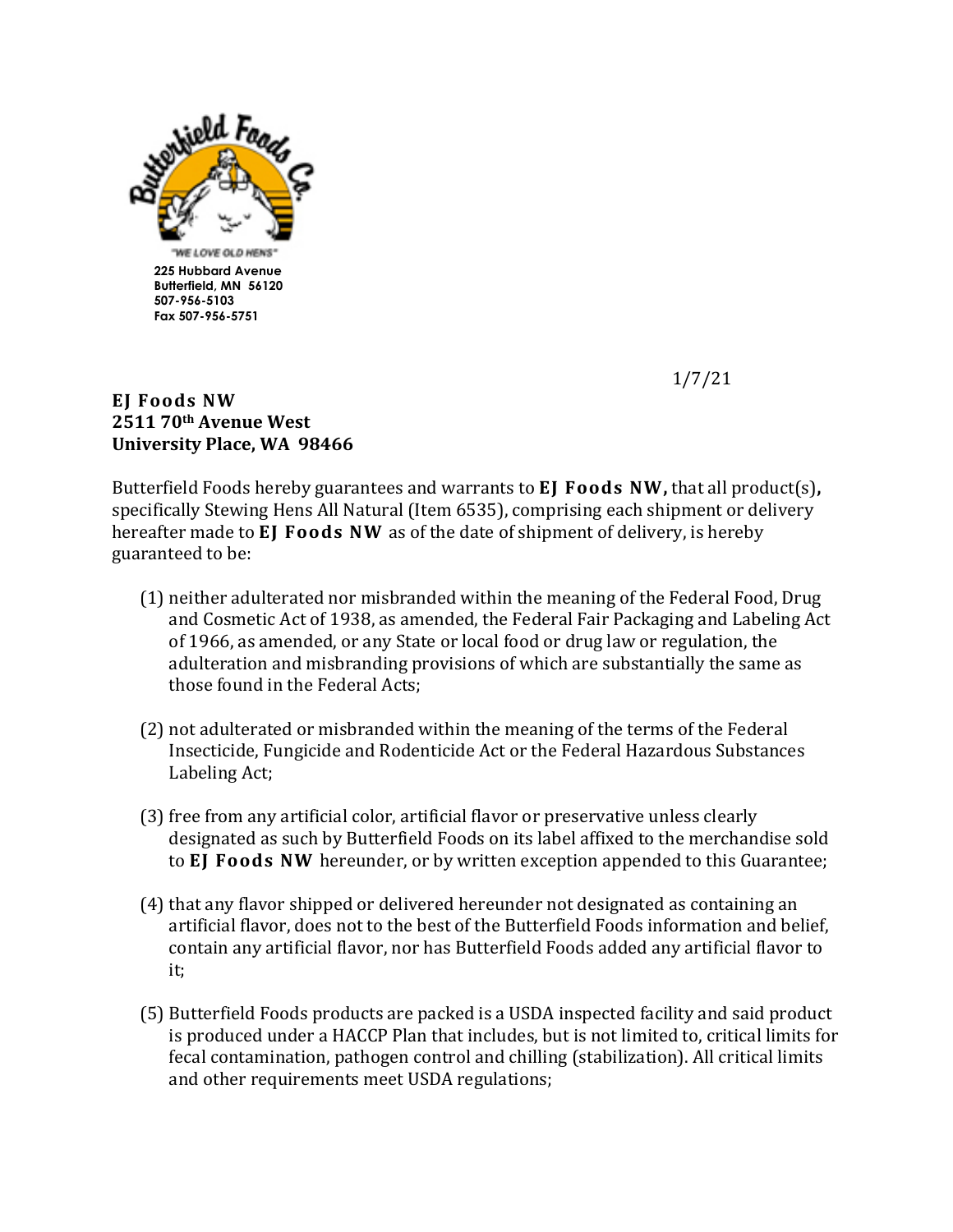"WE LOVE OLD HENS"

225 Hubbard Avenue
Butterfield, MN 56120
507-956-5103
Fax 507-956-5751

1/7/21

**EJ Foods NW**
**2511 70th Avenue West**
**University Place, WA 98466**

Butterfield Foods hereby guarantees and warrants to **EJ Foods NW,** that all product(s)**,** specifically Stewing Hens All Natural (Item 6535), comprising each shipment or delivery hereafter made to **EJ Foods NW** as of the date of shipment of delivery, is hereby guaranteed to be:

(1) neither adulterated nor misbranded within the meaning of the Federal Food, Drug and Cosmetic Act of 1938, as amended, the Federal Fair Packaging and Labeling Act of 1966, as amended, or any State or local food or drug law or regulation, the adulteration and misbranding provisions of which are substantially the same as those found in the Federal Acts;

(2) not adulterated or misbranded within the meaning of the terms of the Federal Insecticide, Fungicide and Rodenticide Act or the Federal Hazardous Substances Labeling Act;

(3) free from any artificial color, artificial flavor or preservative unless clearly designated as such by Butterfield Foods on its label affixed to the merchandise sold to **EJ Foods NW** hereunder, or by written exception appended to this Guarantee;

(4) that any flavor shipped or delivered hereunder not designated as containing an artificial flavor, does not to the best of the Butterfield Foods information and belief, contain any artificial flavor, nor has Butterfield Foods added any artificial flavor to it;

(5) Butterfield Foods products are packed is a USDA inspected facility and said product is produced under a HACCP Plan that includes, but is not limited to, critical limits for fecal contamination, pathogen control and chilling (stabilization). All critical limits and other requirements meet USDA regulations;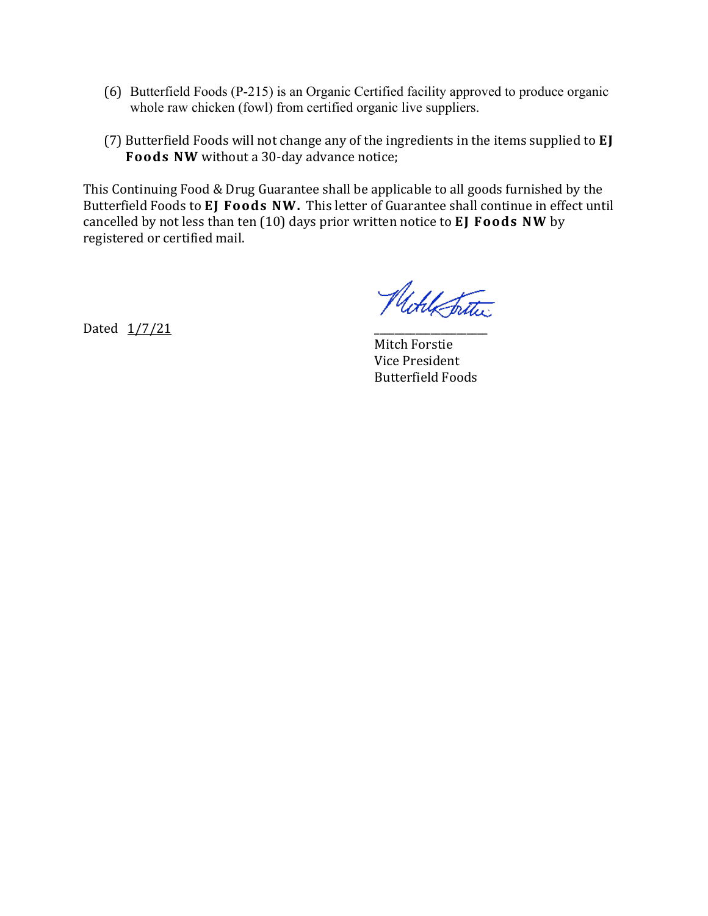(6) Butterfield Foods (P-215) is an Organic Certified facility approved to produce organic whole raw chicken (fowl) from certified organic live suppliers.

(7) Butterfield Foods will not change any of the ingredients in the items supplied to **EJ Foods NW** without a 30-day advance notice;

This Continuing Food & Drug Guarantee shall be applicable to all goods furnished by the Butterfield Foods to **EJ Foods NW.** This letter of Guarantee shall continue in effect until cancelled by not less than ten (10) days prior written notice to **EJ Foods NW** by registered or certified mail.

Dated 1/7/21

Mitch Forstie
Vice President
Butterfield Foods